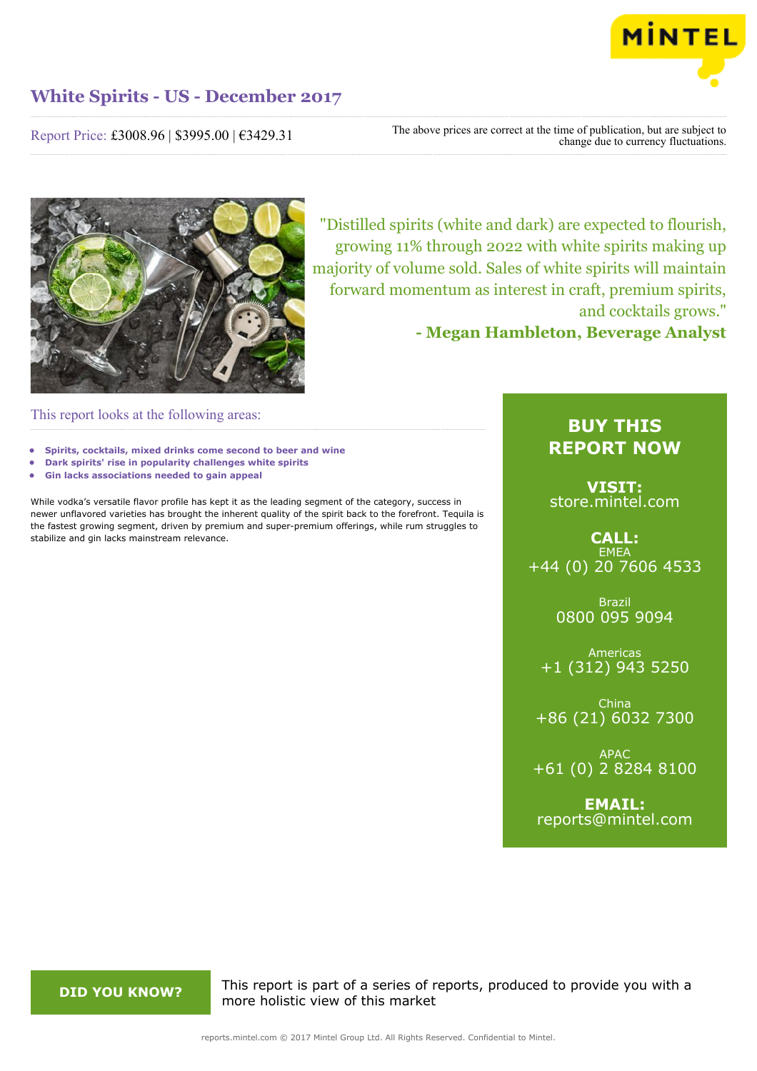# White Spirits - US - December 2017

Report Price: £3008.96 | $3995.00 | €3429.31

The above prices are correct at the time of publication, but are subject to change due to currency fluctuations.

"Distilled spirits (white and dark) are expected to flourish, growing 11% through 2022 with white spirits making up majority of volume sold. Sales of white spirits will maintain forward momentum as interest in craft, premium spirits, and cocktails grows."

**- Megan Hambleton, Beverage Analyst**

## This report looks at the following areas:

- **Spirits, cocktails, mixed drinks come second to beer and wine**
- **Dark spirits' rise in popularity challenges white spirits**
- **Gin lacks associations needed to gain appeal**

While vodka's versatile flavor profile has kept it as the leading segment of the category, success in newer unflavored varieties has brought the inherent quality of the spirit back to the forefront. Tequila is the fastest growing segment, driven by premium and super-premium offerings, while rum struggles to stabilize and gin lacks mainstream relevance.

## BUY THIS REPORT NOW

**VISIT:**
store.mintel.com

**CALL:**

EMEA
+44 (0) 20 7606 4533

Brazil
0800 095 9094

Americas
+1 (312) 943 5250

China
+86 (21) 6032 7300

APAC
+61 (0) 2 8284 8100

**EMAIL:**
reports@mintel.com

**DID YOU KNOW?**

This report is part of a series of reports, produced to provide you with a more holistic view of this market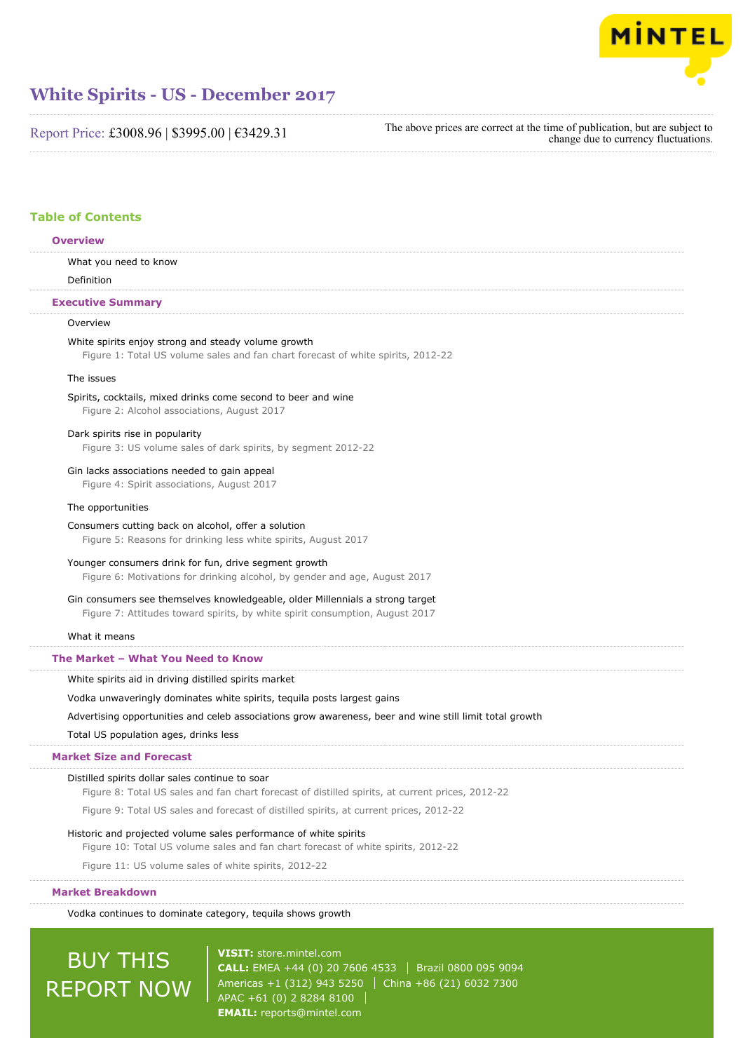# White Spirits - US - December 2017

Report Price: £3008.96 | $3995.00 | €3429.31

The above prices are correct at the time of publication, but are subject to change due to currency fluctuations.

## Table of Contents

### Overview

What you need to know

Definition

### Executive Summary

Overview

White spirits enjoy strong and steady volume growth

Figure 1: Total US volume sales and fan chart forecast of white spirits, 2012-22

The issues

Spirits, cocktails, mixed drinks come second to beer and wine

Figure 2: Alcohol associations, August 2017

Dark spirits rise in popularity

Figure 3: US volume sales of dark spirits, by segment 2012-22

Gin lacks associations needed to gain appeal

Figure 4: Spirit associations, August 2017

The opportunities

Consumers cutting back on alcohol, offer a solution

Figure 5: Reasons for drinking less white spirits, August 2017

Younger consumers drink for fun, drive segment growth

Figure 6: Motivations for drinking alcohol, by gender and age, August 2017

Gin consumers see themselves knowledgeable, older Millennials a strong target

Figure 7: Attitudes toward spirits, by white spirit consumption, August 2017

What it means

### The Market – What You Need to Know

White spirits aid in driving distilled spirits market

Vodka unwaveringly dominates white spirits, tequila posts largest gains

Advertising opportunities and celeb associations grow awareness, beer and wine still limit total growth

Total US population ages, drinks less

### Market Size and Forecast

Distilled spirits dollar sales continue to soar

Figure 8: Total US sales and fan chart forecast of distilled spirits, at current prices, 2012-22

Figure 9: Total US sales and forecast of distilled spirits, at current prices, 2012-22

Historic and projected volume sales performance of white spirits

Figure 10: Total US volume sales and fan chart forecast of white spirits, 2012-22

Figure 11: US volume sales of white spirits, 2012-22

### Market Breakdown

Vodka continues to dominate category, tequila shows growth

BUY THIS REPORT NOW

**VISIT:** store.mintel.com

**CALL:** EMEA +44 (0) 20 7606 4533 | Brazil 0800 095 9094

Americas +1 (312) 943 5250 | China +86 (21) 6032 7300

APAC +61 (0) 2 8284 8100

**EMAIL:** reports@mintel.com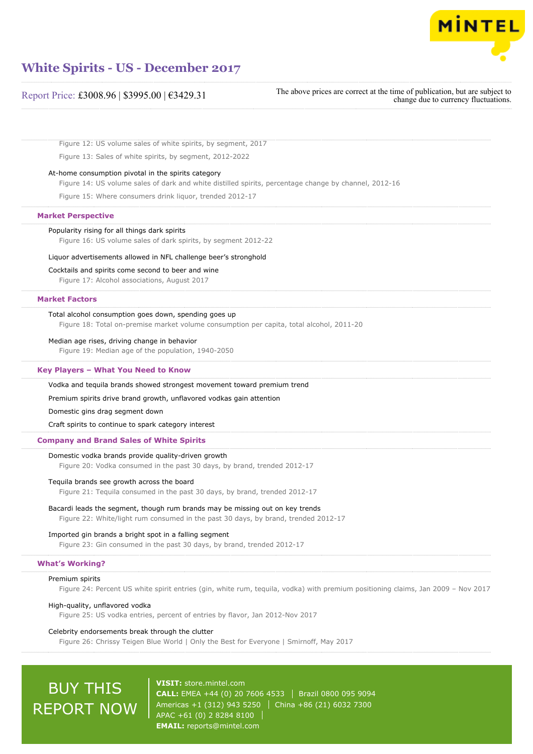Figure 12: US volume sales of white spirits, by segment, 2017

Figure 13: Sales of white spirits, by segment, 2012-2022

At-home consumption pivotal in the spirits category

Figure 14: US volume sales of dark and white distilled spirits, percentage change by channel, 2012-16

Figure 15: Where consumers drink liquor, trended 2012-17

## Market Perspective

Popularity rising for all things dark spirits

Figure 16: US volume sales of dark spirits, by segment 2012-22

Liquor advertisements allowed in NFL challenge beer's stronghold

Cocktails and spirits come second to beer and wine

Figure 17: Alcohol associations, August 2017

## Market Factors

Total alcohol consumption goes down, spending goes up

Figure 18: Total on-premise market volume consumption per capita, total alcohol, 2011-20

Median age rises, driving change in behavior

Figure 19: Median age of the population, 1940-2050

## Key Players – What You Need to Know

Vodka and tequila brands showed strongest movement toward premium trend

Premium spirits drive brand growth, unflavored vodkas gain attention

Domestic gins drag segment down

Craft spirits to continue to spark category interest

## Company and Brand Sales of White Spirits

Domestic vodka brands provide quality-driven growth

Figure 20: Vodka consumed in the past 30 days, by brand, trended 2012-17

Tequila brands see growth across the board

Figure 21: Tequila consumed in the past 30 days, by brand, trended 2012-17

Bacardi leads the segment, though rum brands may be missing out on key trends

Figure 22: White/light rum consumed in the past 30 days, by brand, trended 2012-17

Imported gin brands a bright spot in a falling segment

Figure 23: Gin consumed in the past 30 days, by brand, trended 2012-17

## What's Working?

Premium spirits

Figure 24: Percent US white spirit entries (gin, white rum, tequila, vodka) with premium positioning claims, Jan 2009 – Nov 2017

High-quality, unflavored vodka

Figure 25: US vodka entries, percent of entries by flavor, Jan 2012-Nov 2017

Celebrity endorsements break through the clutter

Figure 26: Chrissy Teigen Blue World | Only the Best for Everyone | Smirnoff, May 2017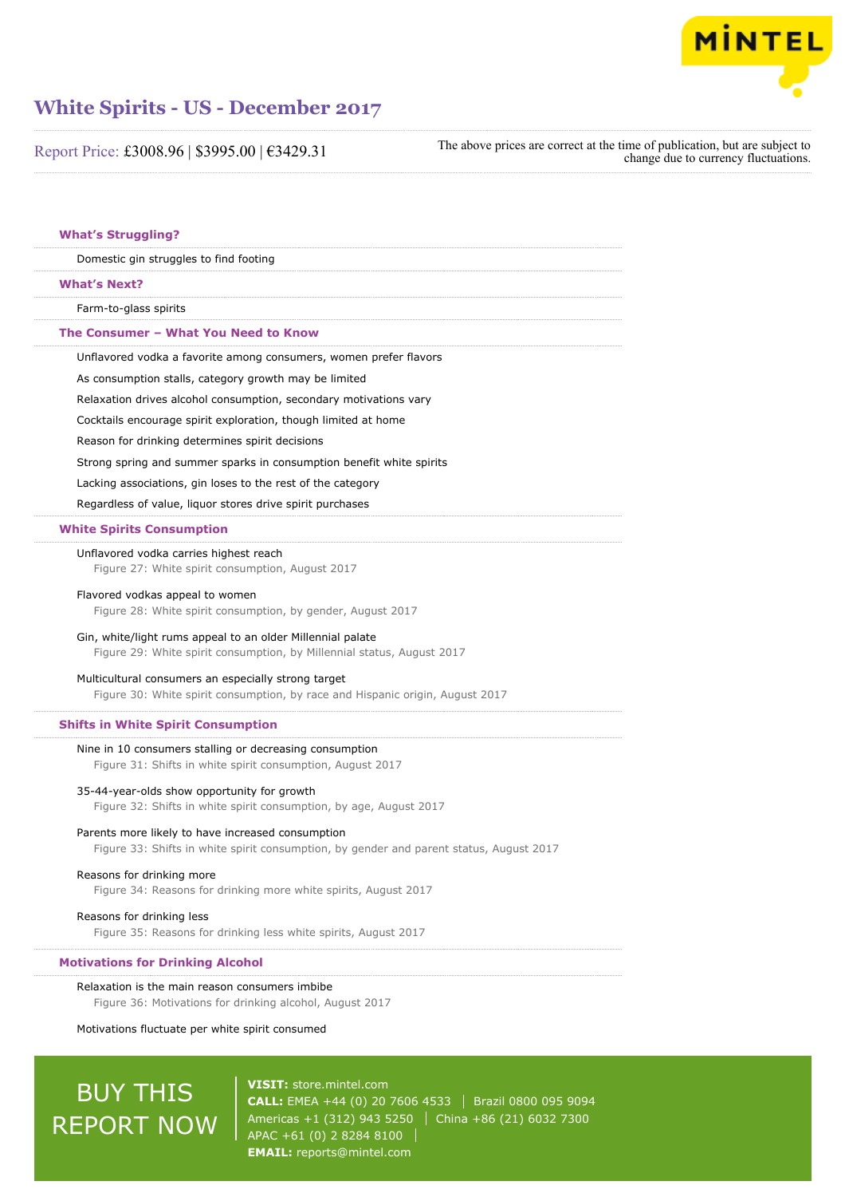# White Spirits - US - December 2017

Report Price: £3008.96 | $3995.00 | €3429.31

The above prices are correct at the time of publication, but are subject to change due to currency fluctuations.

## What's Struggling?

Domestic gin struggles to find footing

## What's Next?

Farm-to-glass spirits

## The Consumer – What You Need to Know

Unflavored vodka a favorite among consumers, women prefer flavors

As consumption stalls, category growth may be limited

Relaxation drives alcohol consumption, secondary motivations vary

Cocktails encourage spirit exploration, though limited at home

Reason for drinking determines spirit decisions

Strong spring and summer sparks in consumption benefit white spirits

Lacking associations, gin loses to the rest of the category

Regardless of value, liquor stores drive spirit purchases

## White Spirits Consumption

Unflavored vodka carries highest reach
Figure 27: White spirit consumption, August 2017

Flavored vodkas appeal to women
Figure 28: White spirit consumption, by gender, August 2017

Gin, white/light rums appeal to an older Millennial palate
Figure 29: White spirit consumption, by Millennial status, August 2017

Multicultural consumers an especially strong target
Figure 30: White spirit consumption, by race and Hispanic origin, August 2017

## Shifts in White Spirit Consumption

Nine in 10 consumers stalling or decreasing consumption
Figure 31: Shifts in white spirit consumption, August 2017

35-44-year-olds show opportunity for growth
Figure 32: Shifts in white spirit consumption, by age, August 2017

Parents more likely to have increased consumption
Figure 33: Shifts in white spirit consumption, by gender and parent status, August 2017

Reasons for drinking more
Figure 34: Reasons for drinking more white spirits, August 2017

Reasons for drinking less
Figure 35: Reasons for drinking less white spirits, August 2017

## Motivations for Drinking Alcohol

Relaxation is the main reason consumers imbibe
Figure 36: Motivations for drinking alcohol, August 2017

Motivations fluctuate per white spirit consumed

BUY THIS REPORT NOW

**VISIT:** store.mintel.com
**CALL:** EMEA +44 (0) 20 7606 4533 | Brazil 0800 095 9094
Americas +1 (312) 943 5250 | China +86 (21) 6032 7300
APAC +61 (0) 2 8284 8100
**EMAIL:** reports@mintel.com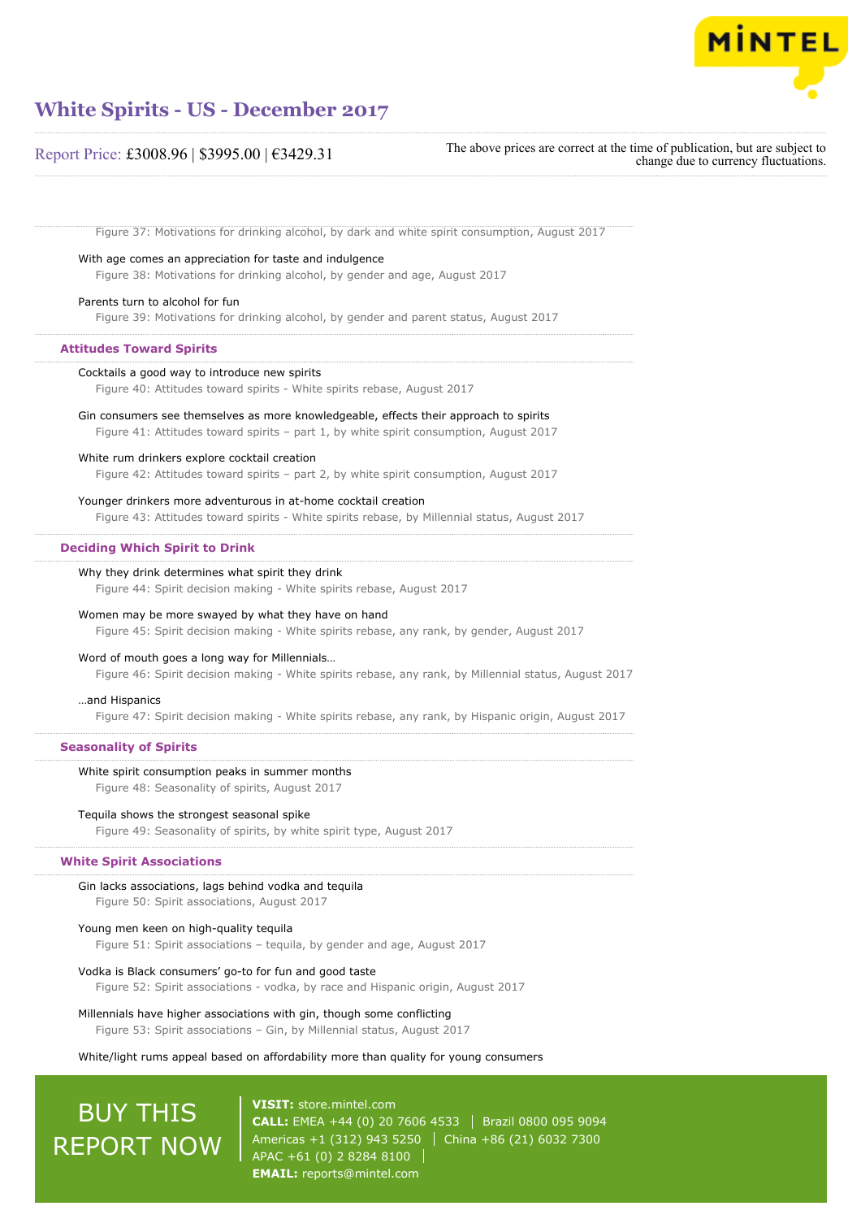Figure 37: Motivations for drinking alcohol, by dark and white spirit consumption, August 2017

With age comes an appreciation for taste and indulgence

Figure 38: Motivations for drinking alcohol, by gender and age, August 2017

Parents turn to alcohol for fun

Figure 39: Motivations for drinking alcohol, by gender and parent status, August 2017

## Attitudes Toward Spirits

Cocktails a good way to introduce new spirits

Figure 40: Attitudes toward spirits - White spirits rebase, August 2017

Gin consumers see themselves as more knowledgeable, effects their approach to spirits

Figure 41: Attitudes toward spirits – part 1, by white spirit consumption, August 2017

White rum drinkers explore cocktail creation

Figure 42: Attitudes toward spirits – part 2, by white spirit consumption, August 2017

Younger drinkers more adventurous in at-home cocktail creation

Figure 43: Attitudes toward spirits - White spirits rebase, by Millennial status, August 2017

## Deciding Which Spirit to Drink

Why they drink determines what spirit they drink

Figure 44: Spirit decision making - White spirits rebase, August 2017

Women may be more swayed by what they have on hand

Figure 45: Spirit decision making - White spirits rebase, any rank, by gender, August 2017

Word of mouth goes a long way for Millennials…

Figure 46: Spirit decision making - White spirits rebase, any rank, by Millennial status, August 2017

…and Hispanics

Figure 47: Spirit decision making - White spirits rebase, any rank, by Hispanic origin, August 2017

## Seasonality of Spirits

White spirit consumption peaks in summer months

Figure 48: Seasonality of spirits, August 2017

Tequila shows the strongest seasonal spike

Figure 49: Seasonality of spirits, by white spirit type, August 2017

## White Spirit Associations

Gin lacks associations, lags behind vodka and tequila

Figure 50: Spirit associations, August 2017

Young men keen on high-quality tequila

Figure 51: Spirit associations – tequila, by gender and age, August 2017

Vodka is Black consumers' go-to for fun and good taste

Figure 52: Spirit associations - vodka, by race and Hispanic origin, August 2017

Millennials have higher associations with gin, though some conflicting

Figure 53: Spirit associations – Gin, by Millennial status, August 2017

White/light rums appeal based on affordability more than quality for young consumers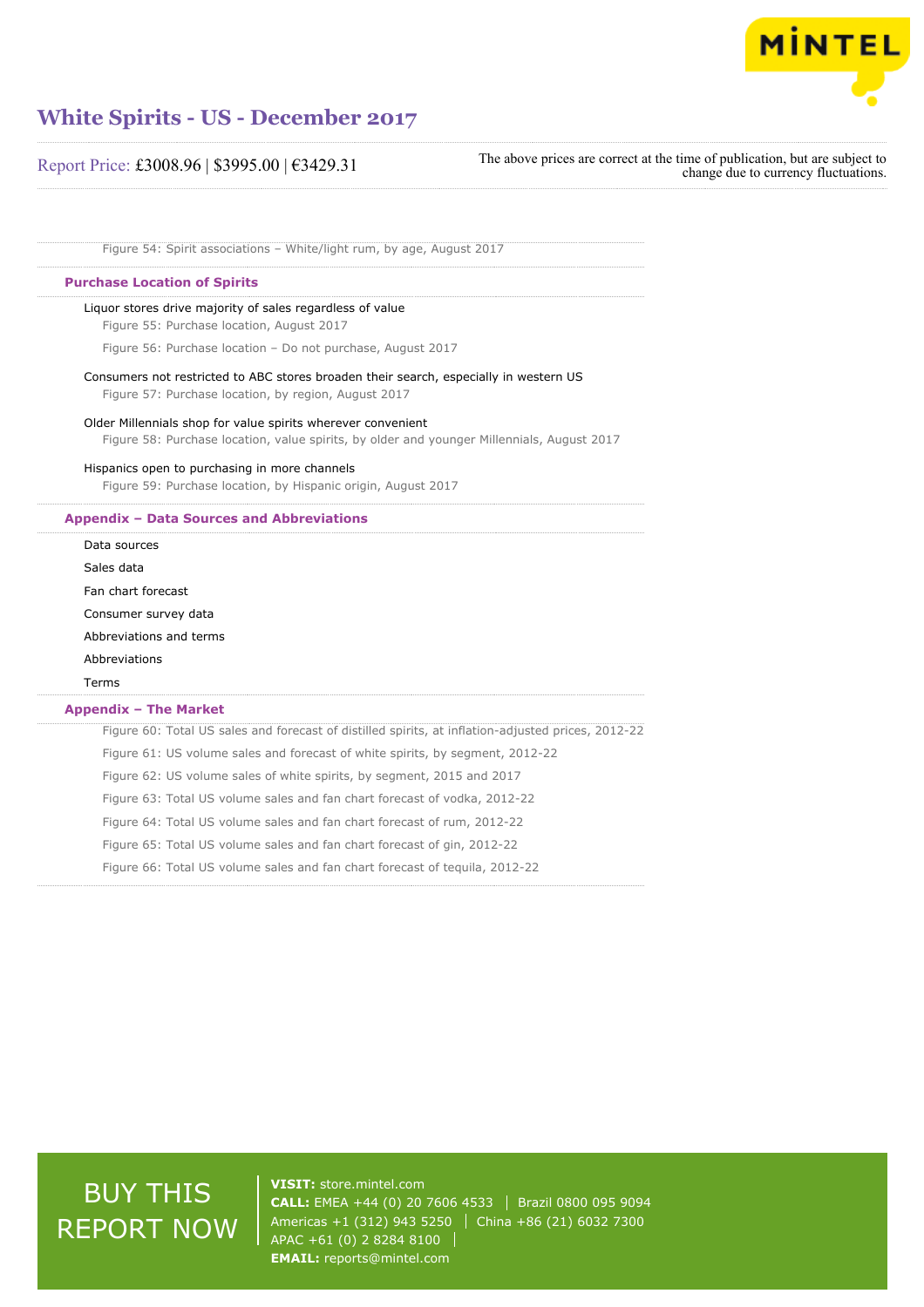Figure 54: Spirit associations – White/light rum, by age, August 2017

## Purchase Location of Spirits

Liquor stores drive majority of sales regardless of value

Figure 55: Purchase location, August 2017

Figure 56: Purchase location – Do not purchase, August 2017

Consumers not restricted to ABC stores broaden their search, especially in western US

Figure 57: Purchase location, by region, August 2017

Older Millennials shop for value spirits wherever convenient

Figure 58: Purchase location, value spirits, by older and younger Millennials, August 2017

Hispanics open to purchasing in more channels

Figure 59: Purchase location, by Hispanic origin, August 2017

## Appendix – Data Sources and Abbreviations

Data sources

Sales data

Fan chart forecast

Consumer survey data

Abbreviations and terms

Abbreviations

Terms

## Appendix – The Market

Figure 60: Total US sales and forecast of distilled spirits, at inflation-adjusted prices, 2012-22

Figure 61: US volume sales and forecast of white spirits, by segment, 2012-22

Figure 62: US volume sales of white spirits, by segment, 2015 and 2017

Figure 63: Total US volume sales and fan chart forecast of vodka, 2012-22

Figure 64: Total US volume sales and fan chart forecast of rum, 2012-22

Figure 65: Total US volume sales and fan chart forecast of gin, 2012-22

Figure 66: Total US volume sales and fan chart forecast of tequila, 2012-22